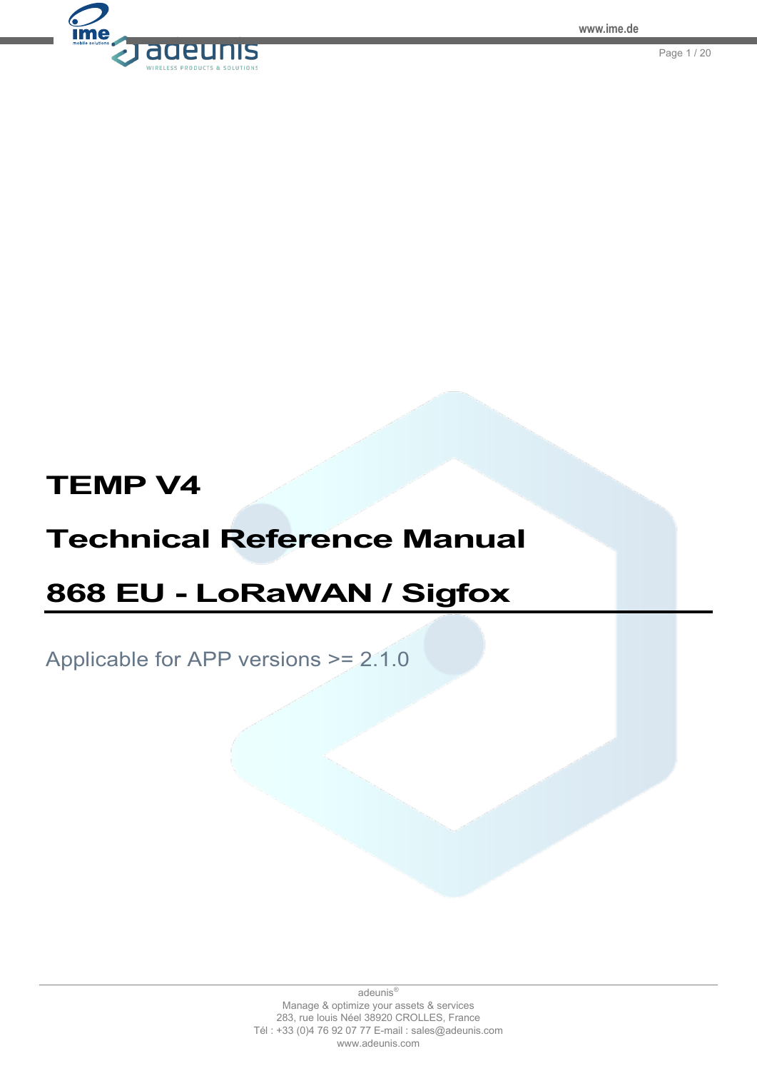# TEMP V4

# Technical Reference Manual

# 868 EU - LoRaWAN / Sigfox

Applicable for APP versions >= 2.1.0

adeunis®
Manage & optimize your assets & services
283, rue louis Néel 38920 CROLLES, France
Tél : +33 (0)4 76 92 07 77 E-mail : sales@adeunis.com
www.adeunis.com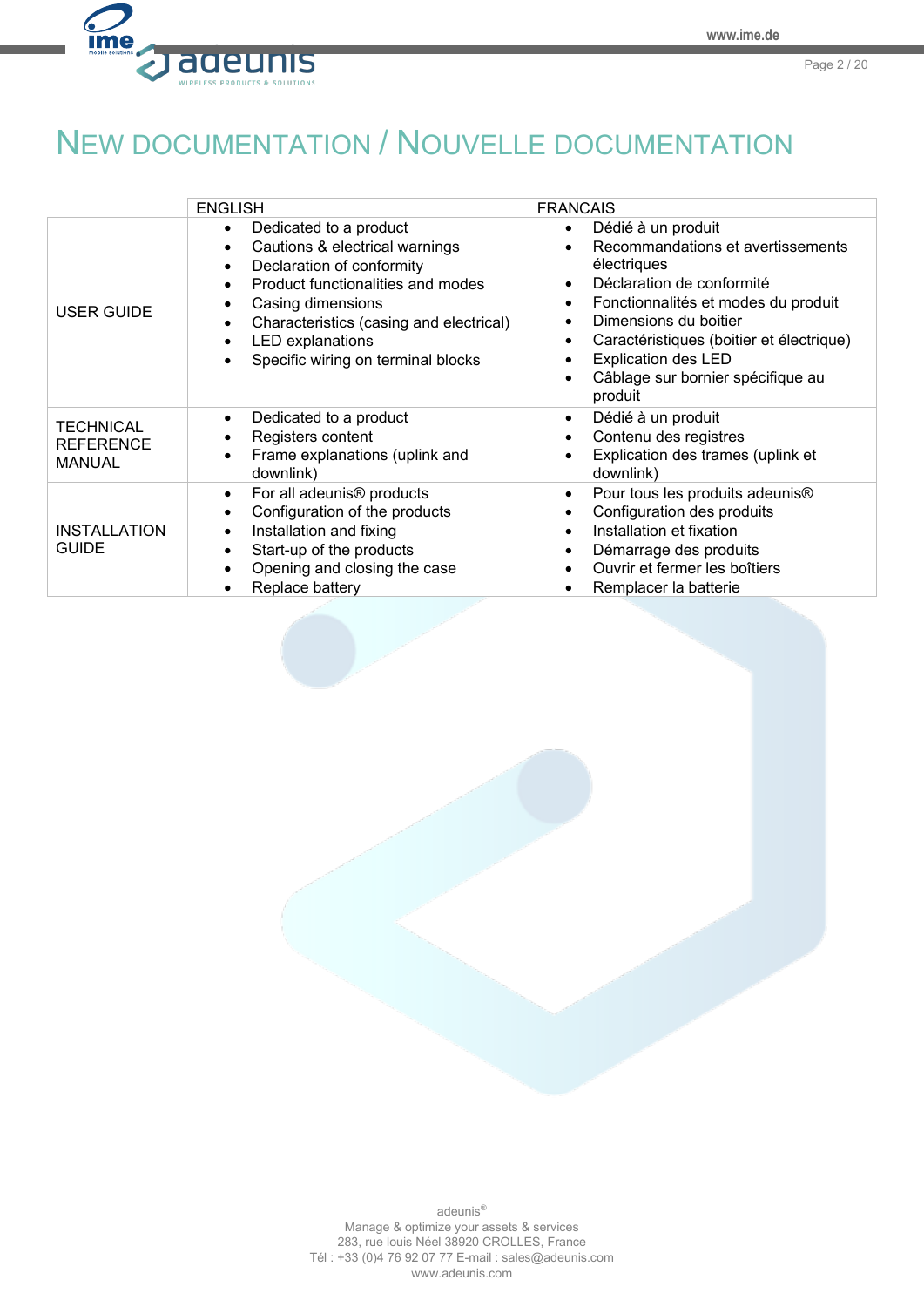# NEW DOCUMENTATION / NOUVELLE DOCUMENTATION

| | ENGLISH | FRANCAIS |
|---|---|---|
| USER GUIDE | • Dedicated to a product<br>• Cautions & electrical warnings<br>• Declaration of conformity<br>• Product functionalities and modes<br>• Casing dimensions<br>• Characteristics (casing and electrical)<br>• LED explanations<br>• Specific wiring on terminal blocks | • Dédié à un produit<br>• Recommandations et avertissements électriques<br>• Déclaration de conformité<br>• Fonctionnalités et modes du produit<br>• Dimensions du boitier<br>• Caractéristiques (boitier et électrique)<br>• Explication des LED<br>• Câblage sur bornier spécifique au produit |
| TECHNICAL REFERENCE MANUAL | • Dedicated to a product<br>• Registers content<br>• Frame explanations (uplink and downlink) | • Dédié à un produit<br>• Contenu des registres<br>• Explication des trames (uplink et downlink) |
| INSTALLATION GUIDE | • For all adeunis® products<br>• Configuration of the products<br>• Installation and fixing<br>• Start-up of the products<br>• Opening and closing the case<br>• Replace battery | • Pour tous les produits adeunis®<br>• Configuration des produits<br>• Installation et fixation<br>• Démarrage des produits<br>• Ouvrir et fermer les boîtiers<br>• Remplacer la batterie |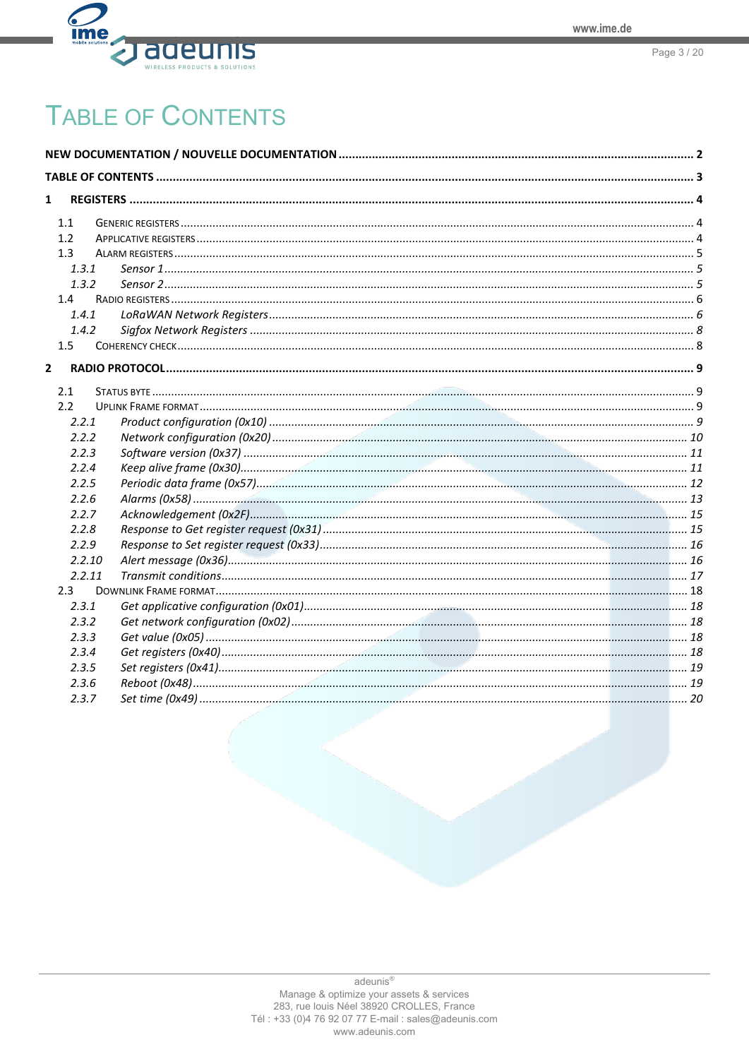# TABLE OF CONTENTS

**NEW DOCUMENTATION / NOUVELLE DOCUMENTATION** ..... **2**

**TABLE OF CONTENTS** ..... **3**

**1 REGISTERS** ..... **4**

- 1.1 GENERIC REGISTERS ..... 4
- 1.2 APPLICATIVE REGISTERS ..... 4
- 1.3 ALARM REGISTERS ..... 5
  - *1.3.1 Sensor 1* ..... *5*
  - *1.3.2 Sensor 2* ..... *5*
- 1.4 RADIO REGISTERS ..... 6
  - *1.4.1 LoRaWAN Network Registers* ..... *6*
  - *1.4.2 Sigfox Network Registers* ..... *8*
- 1.5 COHERENCY CHECK ..... 8

**2 RADIO PROTOCOL** ..... **9**

- 2.1 STATUS BYTE ..... 9
- 2.2 UPLINK FRAME FORMAT ..... 9
  - *2.2.1 Product configuration (0x10)* ..... *9*
  - *2.2.2 Network configuration (0x20)* ..... *10*
  - *2.2.3 Software version (0x37)* ..... *11*
  - *2.2.4 Keep alive frame (0x30)* ..... *11*
  - *2.2.5 Periodic data frame (0x57)* ..... *12*
  - *2.2.6 Alarms (0x58)* ..... *13*
  - *2.2.7 Acknowledgement (0x2F)* ..... *15*
  - *2.2.8 Response to Get register request (0x31)* ..... *15*
  - *2.2.9 Response to Set register request (0x33)* ..... *16*
  - *2.2.10 Alert message (0x36)* ..... *16*
  - *2.2.11 Transmit conditions* ..... *17*
- 2.3 DOWNLINK FRAME FORMAT ..... 18
  - *2.3.1 Get applicative configuration (0x01)* ..... *18*
  - *2.3.2 Get network configuration (0x02)* ..... *18*
  - *2.3.3 Get value (0x05)* ..... *18*
  - *2.3.4 Get registers (0x40)* ..... *18*
  - *2.3.5 Set registers (0x41)* ..... *19*
  - *2.3.6 Reboot (0x48)* ..... *19*
  - *2.3.7 Set time (0x49)* ..... *20*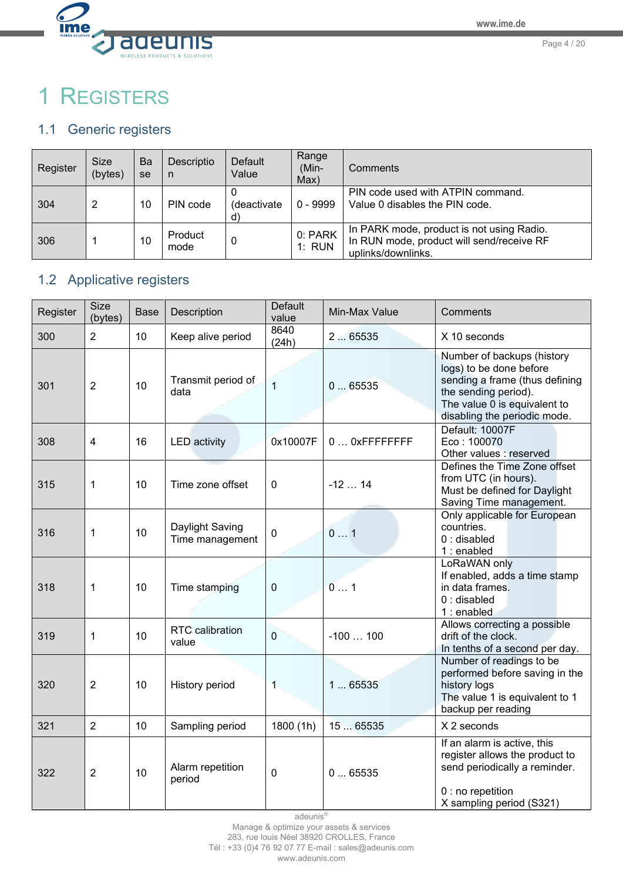# 1 REGISTERS

## 1.1 Generic registers

| Register | Size (bytes) | Base | Description | Default Value | Range (Min-Max) | Comments |
|---|---|---|---|---|---|---|
| 304 | 2 | 10 | PIN code | 0 (deactivated) | 0 - 9999 | PIN code used with ATPIN command. Value 0 disables the PIN code. |
| 306 | 1 | 10 | Product mode | 0 | 0: PARK 1: RUN | In PARK mode, product is not using Radio. In RUN mode, product will send/receive RF uplinks/downlinks. |

## 1.2 Applicative registers

| Register | Size (bytes) | Base | Description | Default value | Min-Max Value | Comments |
|---|---|---|---|---|---|---|
| 300 | 2 | 10 | Keep alive period | 8640 (24h) | 2 ... 65535 | X 10 seconds |
| 301 | 2 | 10 | Transmit period of data | 1 | 0 ... 65535 | Number of backups (history logs) to be done before sending a frame (thus defining the sending period). The value 0 is equivalent to disabling the periodic mode. |
| 308 | 4 | 16 | LED activity | 0x10007F | 0 … 0xFFFFFFFF | Default: 10007F Eco : 100070 Other values : reserved |
| 315 | 1 | 10 | Time zone offset | 0 | -12 … 14 | Defines the Time Zone offset from UTC (in hours). Must be defined for Daylight Saving Time management. |
| 316 | 1 | 10 | Daylight Saving Time management | 0 | 0 … 1 | Only applicable for European countries. 0 : disabled 1 : enabled |
| 318 | 1 | 10 | Time stamping | 0 | 0 … 1 | LoRaWAN only If enabled, adds a time stamp in data frames. 0 : disabled 1 : enabled |
| 319 | 1 | 10 | RTC calibration value | 0 | -100 … 100 | Allows correcting a possible drift of the clock. In tenths of a second per day. |
| 320 | 2 | 10 | History period | 1 | 1 ... 65535 | Number of readings to be performed before saving in the history logs The value 1 is equivalent to 1 backup per reading |
| 321 | 2 | 10 | Sampling period | 1800 (1h) | 15 ... 65535 | X 2 seconds |
| 322 | 2 | 10 | Alarm repetition period | 0 | 0 ... 65535 | If an alarm is active, this register allows the product to send periodically a reminder. 0 : no repetition X sampling period (S321) |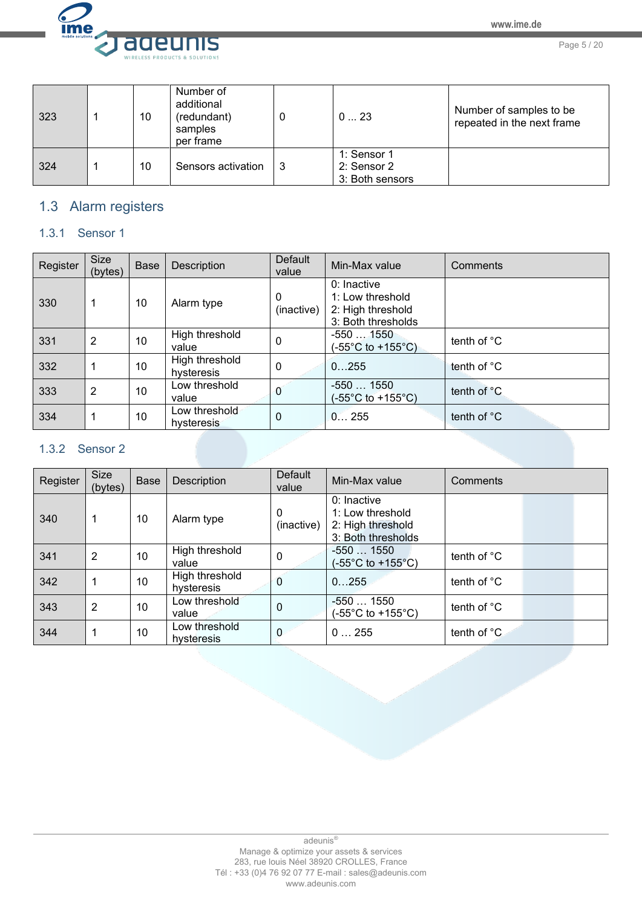| 323 | 1 | 10 | Number of additional (redundant) samples per frame | 0 | 0 ... 23 | Number of samples to be repeated in the next frame |
|---|---|---|---|---|---|---|
| 324 | 1 | 10 | Sensors activation | 3 | 1: Sensor 1<br>2: Sensor 2<br>3: Both sensors | |

## 1.3 Alarm registers

### 1.3.1 Sensor 1

| Register | Size (bytes) | Base | Description | Default value | Min-Max value | Comments |
|---|---|---|---|---|---|---|
| 330 | 1 | 10 | Alarm type | 0 (inactive) | 0: Inactive<br>1: Low threshold<br>2: High threshold<br>3: Both thresholds | |
| 331 | 2 | 10 | High threshold value | 0 | -550 … 1550 (-55°C to +155°C) | tenth of °C |
| 332 | 1 | 10 | High threshold hysteresis | 0 | 0…255 | tenth of °C |
| 333 | 2 | 10 | Low threshold value | 0 | -550 … 1550 (-55°C to +155°C) | tenth of °C |
| 334 | 1 | 10 | Low threshold hysteresis | 0 | 0… 255 | tenth of °C |

### 1.3.2 Sensor 2

| Register | Size (bytes) | Base | Description | Default value | Min-Max value | Comments |
|---|---|---|---|---|---|---|
| 340 | 1 | 10 | Alarm type | 0 (inactive) | 0: Inactive<br>1: Low threshold<br>2: High threshold<br>3: Both thresholds | |
| 341 | 2 | 10 | High threshold value | 0 | -550 … 1550 (-55°C to +155°C) | tenth of °C |
| 342 | 1 | 10 | High threshold hysteresis | 0 | 0…255 | tenth of °C |
| 343 | 2 | 10 | Low threshold value | 0 | -550 … 1550 (-55°C to +155°C) | tenth of °C |
| 344 | 1 | 10 | Low threshold hysteresis | 0 | 0 … 255 | tenth of °C |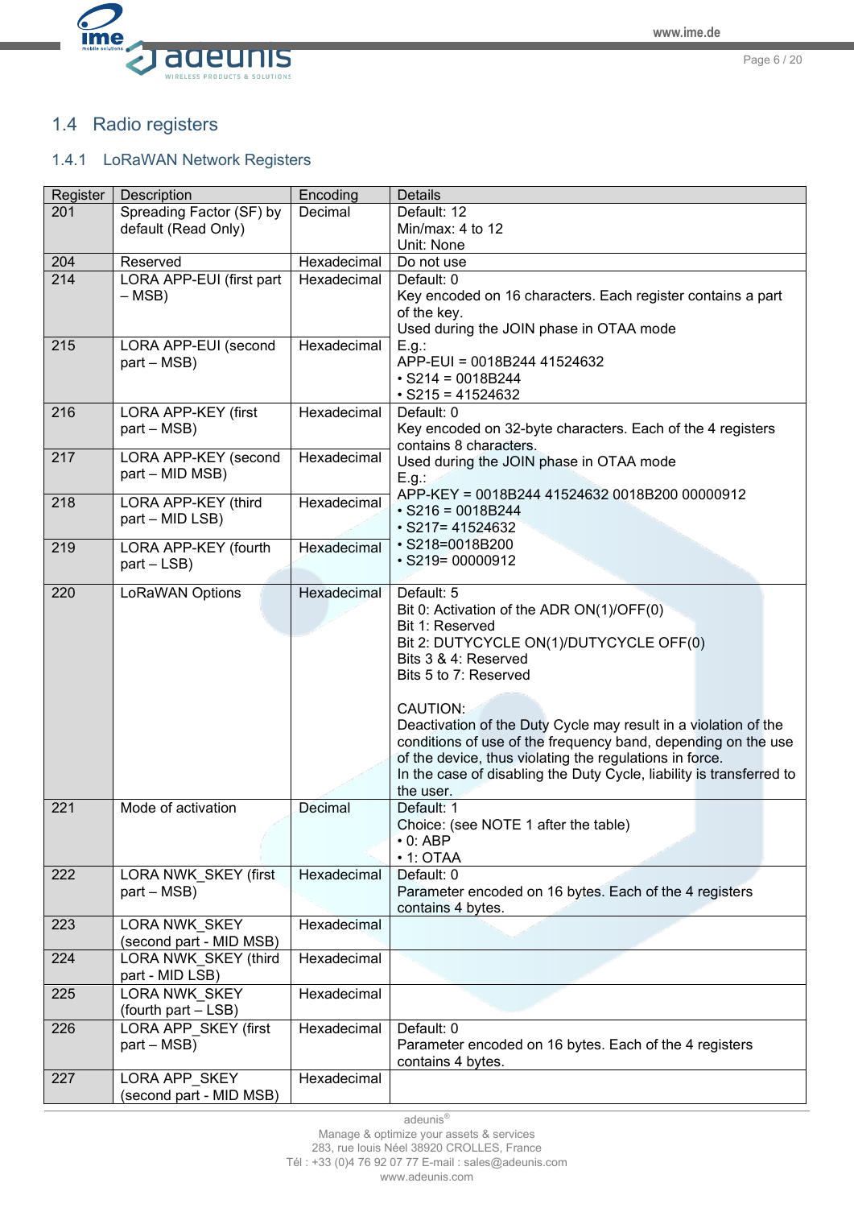## 1.4 Radio registers

### 1.4.1 LoRaWAN Network Registers

| Register | Description | Encoding | Details |
|---|---|---|---|
| 201 | Spreading Factor (SF) by default (Read Only) | Decimal | Default: 12<br>Min/max: 4 to 12<br>Unit: None |
| 204 | Reserved | Hexadecimal | Do not use |
| 214 | LORA APP-EUI (first part – MSB) | Hexadecimal | Default: 0<br>Key encoded on 16 characters. Each register contains a part of the key.<br>Used during the JOIN phase in OTAA mode<br>E.g.:<br>APP-EUI = 0018B244 41524632<br>• S214 = 0018B244<br>• S215 = 41524632 |
| 215 | LORA APP-EUI (second part – MSB) | Hexadecimal | |
| 216 | LORA APP-KEY (first part – MSB) | Hexadecimal | Default: 0<br>Key encoded on 32-byte characters. Each of the 4 registers contains 8 characters.<br>Used during the JOIN phase in OTAA mode<br>E.g.:<br>APP-KEY = 0018B244 41524632 0018B200 00000912<br>• S216 = 0018B244<br>• S217= 41524632<br>• S218=0018B200<br>• S219= 00000912 |
| 217 | LORA APP-KEY (second part – MID MSB) | Hexadecimal | |
| 218 | LORA APP-KEY (third part – MID LSB) | Hexadecimal | |
| 219 | LORA APP-KEY (fourth part – LSB) | Hexadecimal | |
| 220 | LoRaWAN Options | Hexadecimal | Default: 5<br>Bit 0: Activation of the ADR ON(1)/OFF(0)<br>Bit 1: Reserved<br>Bit 2: DUTYCYCLE ON(1)/DUTYCYCLE OFF(0)<br>Bits 3 & 4: Reserved<br>Bits 5 to 7: Reserved<br><br>CAUTION:<br>Deactivation of the Duty Cycle may result in a violation of the conditions of use of the frequency band, depending on the use of the device, thus violating the regulations in force.<br>In the case of disabling the Duty Cycle, liability is transferred to the user. |
| 221 | Mode of activation | Decimal | Default: 1<br>Choice: (see NOTE 1 after the table)<br>• 0: ABP<br>• 1: OTAA |
| 222 | LORA NWK_SKEY (first part – MSB) | Hexadecimal | Default: 0<br>Parameter encoded on 16 bytes. Each of the 4 registers contains 4 bytes. |
| 223 | LORA NWK_SKEY (second part - MID MSB) | Hexadecimal | |
| 224 | LORA NWK_SKEY (third part - MID LSB) | Hexadecimal | |
| 225 | LORA NWK_SKEY (fourth part – LSB) | Hexadecimal | |
| 226 | LORA APP_SKEY (first part – MSB) | Hexadecimal | Default: 0<br>Parameter encoded on 16 bytes. Each of the 4 registers contains 4 bytes. |
| 227 | LORA APP_SKEY (second part - MID MSB) | Hexadecimal | |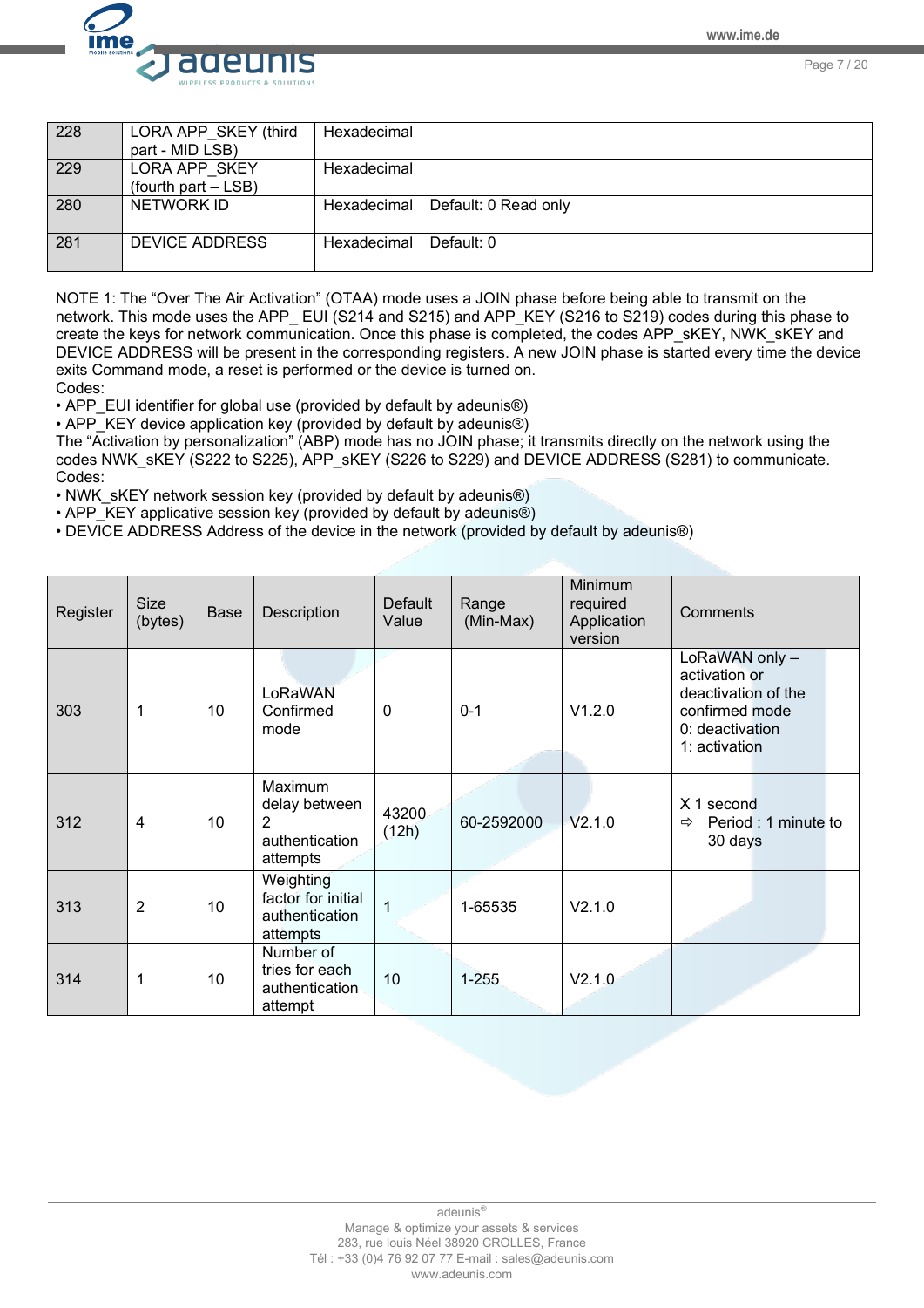| 228 | LORA APP_SKEY (third part - MID LSB) | Hexadecimal | |
|---|---|---|---|
| 229 | LORA APP_SKEY (fourth part – LSB) | Hexadecimal | |
| 280 | NETWORK ID | Hexadecimal | Default: 0 Read only |
| 281 | DEVICE ADDRESS | Hexadecimal | Default: 0 |

NOTE 1: The “Over The Air Activation” (OTAA) mode uses a JOIN phase before being able to transmit on the network. This mode uses the APP_ EUI (S214 and S215) and APP_KEY (S216 to S219) codes during this phase to create the keys for network communication. Once this phase is completed, the codes APP_sKEY, NWK_sKEY and DEVICE ADDRESS will be present in the corresponding registers. A new JOIN phase is started every time the device exits Command mode, a reset is performed or the device is turned on.
Codes:
• APP_EUI identifier for global use (provided by default by adeunis®)
• APP_KEY device application key (provided by default by adeunis®)
The “Activation by personalization” (ABP) mode has no JOIN phase; it transmits directly on the network using the codes NWK_sKEY (S222 to S225), APP_sKEY (S226 to S229) and DEVICE ADDRESS (S281) to communicate.
Codes:
• NWK_sKEY network session key (provided by default by adeunis®)
• APP_KEY applicative session key (provided by default by adeunis®)
• DEVICE ADDRESS Address of the device in the network (provided by default by adeunis®)

| Register | Size (bytes) | Base | Description | Default Value | Range (Min-Max) | Minimum required Application version | Comments |
|---|---|---|---|---|---|---|---|
| 303 | 1 | 10 | LoRaWAN Confirmed mode | 0 | 0-1 | V1.2.0 | LoRaWAN only – activation or deactivation of the confirmed mode<br>0: deactivation<br>1: activation |
| 312 | 4 | 10 | Maximum delay between 2 authentication attempts | 43200 (12h) | 60-2592000 | V2.1.0 | X 1 second<br>⇨ Period : 1 minute to 30 days |
| 313 | 2 | 10 | Weighting factor for initial authentication attempts | 1 | 1-65535 | V2.1.0 | |
| 314 | 1 | 10 | Number of tries for each authentication attempt | 10 | 1-255 | V2.1.0 | |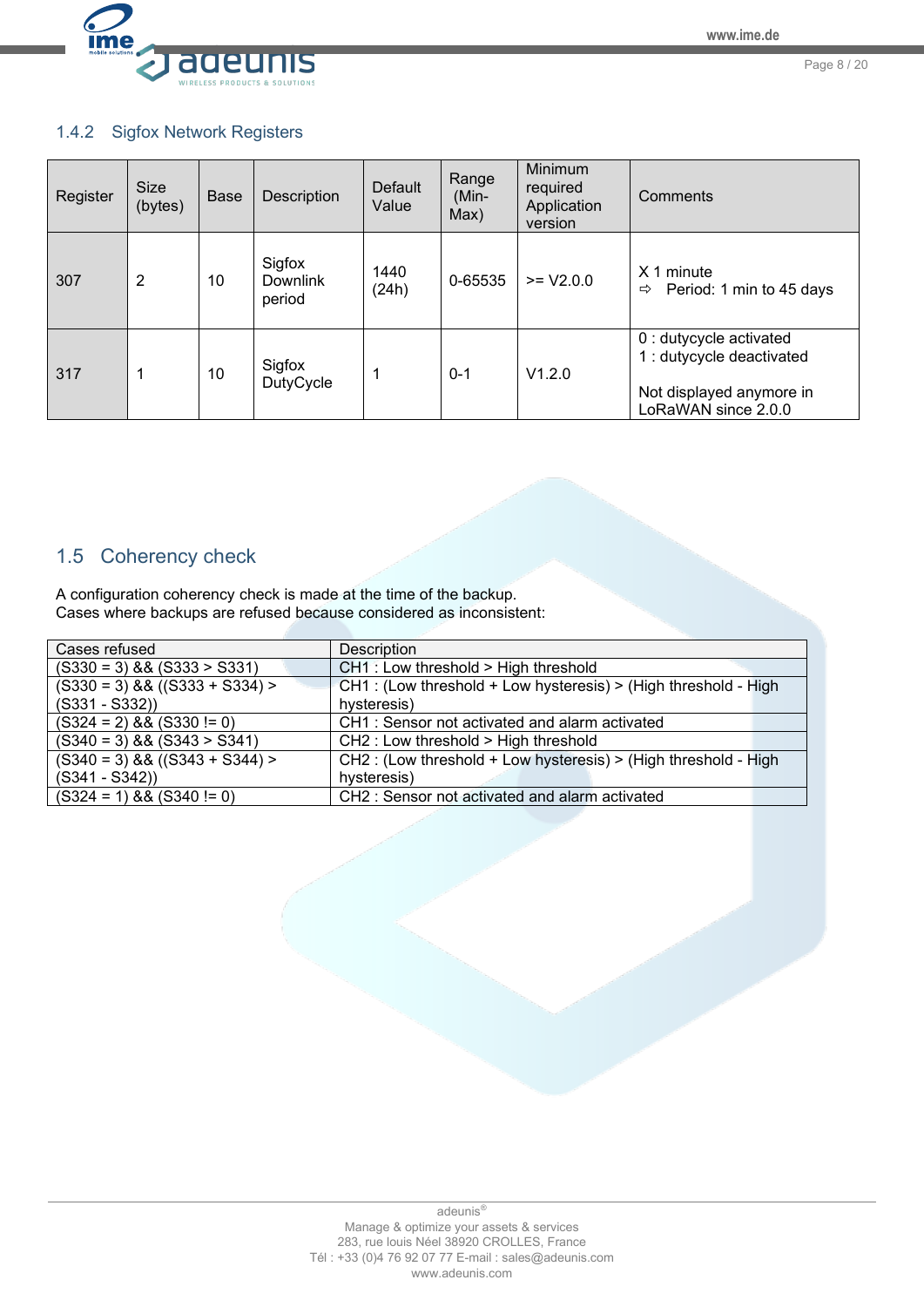### 1.4.2 Sigfox Network Registers

| Register | Size (bytes) | Base | Description | Default Value | Range (Min-Max) | Minimum required Application version | Comments |
|---|---|---|---|---|---|---|---|
| 307 | 2 | 10 | Sigfox Downlink period | 1440 (24h) | 0-65535 | >= V2.0.0 | X 1 minute<br>⇨ Period: 1 min to 45 days |
| 317 | 1 | 10 | Sigfox DutyCycle | 1 | 0-1 | V1.2.0 | 0 : dutycycle activated<br>1 : dutycycle deactivated<br><br>Not displayed anymore in LoRaWAN since 2.0.0 |

## 1.5 Coherency check

A configuration coherency check is made at the time of the backup.
Cases where backups are refused because considered as inconsistent:

| Cases refused | Description |
|---|---|
| (S330 = 3) && (S333 > S331) | CH1 : Low threshold > High threshold |
| (S330 = 3) && ((S333 + S334) > (S331 - S332)) | CH1 : (Low threshold + Low hysteresis) > (High threshold - High hysteresis) |
| (S324 = 2) && (S330 != 0) | CH1 : Sensor not activated and alarm activated |
| (S340 = 3) && (S343 > S341) | CH2 : Low threshold > High threshold |
| (S340 = 3) && ((S343 + S344) > (S341 - S342)) | CH2 : (Low threshold + Low hysteresis) > (High threshold - High hysteresis) |
| (S324 = 1) && (S340 != 0) | CH2 : Sensor not activated and alarm activated |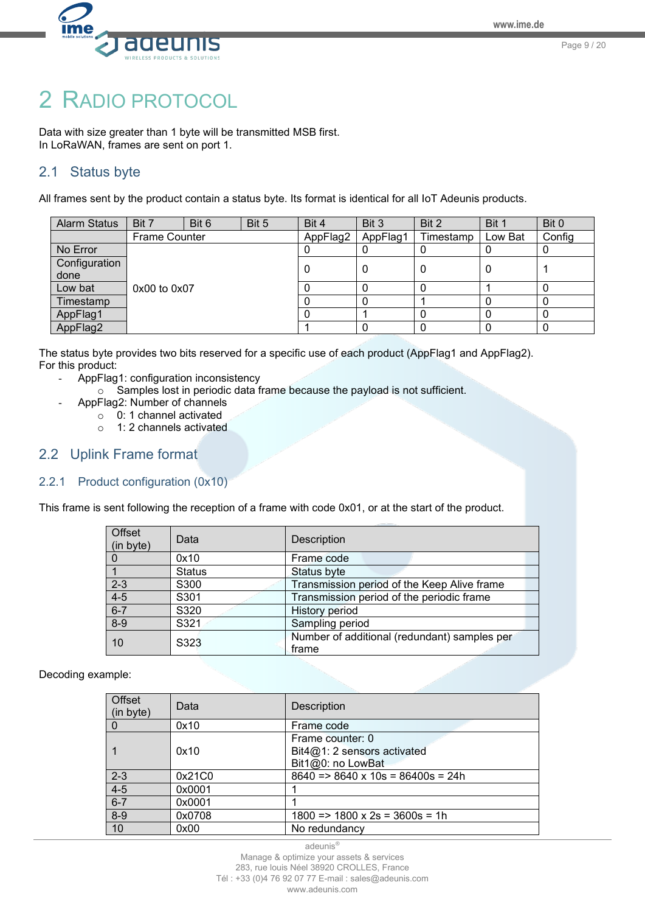# 2 RADIO PROTOCOL

Data with size greater than 1 byte will be transmitted MSB first.
In LoRaWAN, frames are sent on port 1.

## 2.1 Status byte

All frames sent by the product contain a status byte. Its format is identical for all IoT Adeunis products.

| Alarm Status | Bit 7 | Bit 6 | Bit 5 | Bit 4 | Bit 3 | Bit 2 | Bit 1 | Bit 0 |
|---|---|---|---|---|---|---|---|---|
| | Frame Counter | | | AppFlag2 | AppFlag1 | Timestamp | Low Bat | Config |
| No Error | 0x00 to 0x07 | | | 0 | 0 | 0 | 0 | 0 |
| Configuration done | | | | 0 | 0 | 0 | 0 | 1 |
| Low bat | | | | 0 | 0 | 0 | 1 | 0 |
| Timestamp | | | | 0 | 0 | 1 | 0 | 0 |
| AppFlag1 | | | | 0 | 1 | 0 | 0 | 0 |
| AppFlag2 | | | | 1 | 0 | 0 | 0 | 0 |

The status byte provides two bits reserved for a specific use of each product (AppFlag1 and AppFlag2).
For this product:

- AppFlag1: configuration inconsistency
  - Samples lost in periodic data frame because the payload is not sufficient.
- AppFlag2: Number of channels
  - 0: 1 channel activated
  - 1: 2 channels activated

## 2.2 Uplink Frame format

### 2.2.1 Product configuration (0x10)

This frame is sent following the reception of a frame with code 0x01, or at the start of the product.

| Offset (in byte) | Data | Description |
|---|---|---|
| 0 | 0x10 | Frame code |
| 1 | Status | Status byte |
| 2-3 | S300 | Transmission period of the Keep Alive frame |
| 4-5 | S301 | Transmission period of the periodic frame |
| 6-7 | S320 | History period |
| 8-9 | S321 | Sampling period |
| 10 | S323 | Number of additional (redundant) samples per frame |

Decoding example:

| Offset (in byte) | Data | Description |
|---|---|---|
| 0 | 0x10 | Frame code |
| 1 | 0x10 | Frame counter: 0<br>Bit4@1: 2 sensors activated<br>Bit1@0: no LowBat |
| 2-3 | 0x21C0 | 8640 => 8640 x 10s = 86400s = 24h |
| 4-5 | 0x0001 | 1 |
| 6-7 | 0x0001 | 1 |
| 8-9 | 0x0708 | 1800 => 1800 x 2s = 3600s = 1h |
| 10 | 0x00 | No redundancy |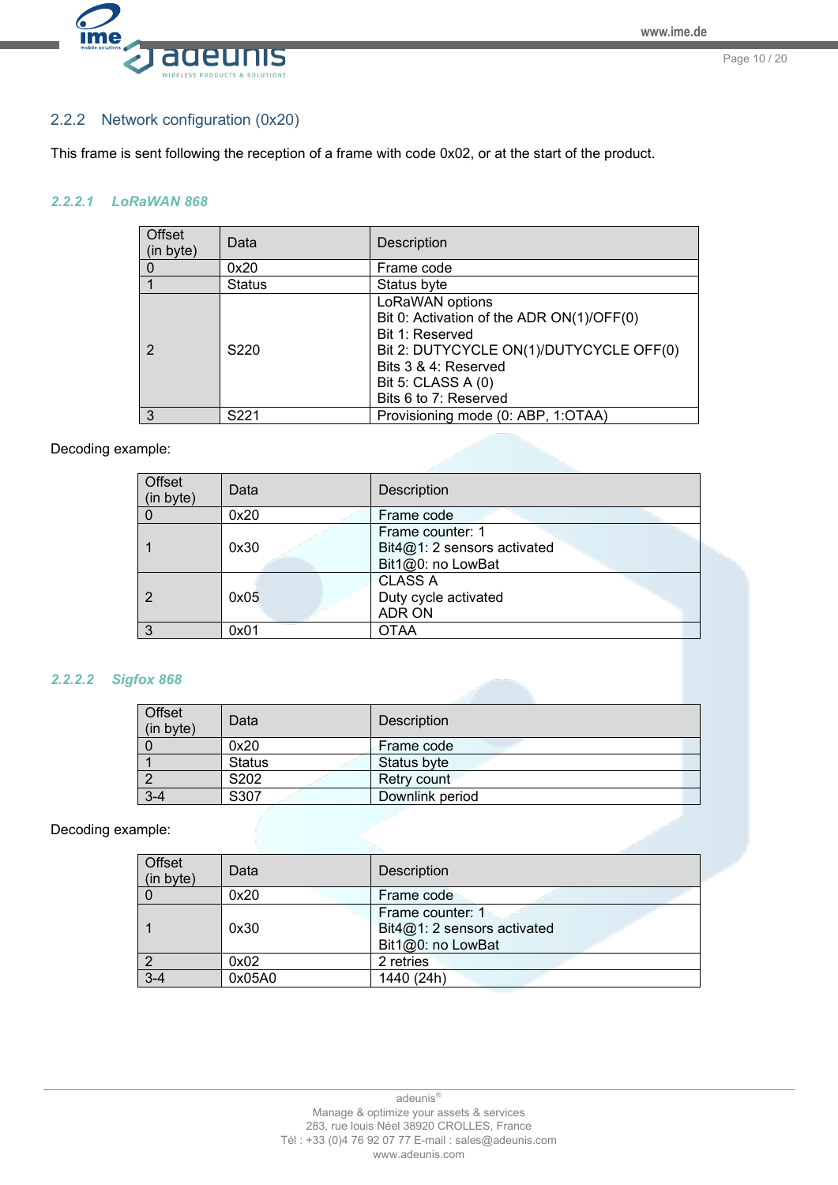### 2.2.2 Network configuration (0x20)

This frame is sent following the reception of a frame with code 0x02, or at the start of the product.

#### *2.2.2.1 LoRaWAN 868*

| Offset (in byte) | Data | Description |
|---|---|---|
| 0 | 0x20 | Frame code |
| 1 | Status | Status byte |
| 2 | S220 | LoRaWAN options<br>Bit 0: Activation of the ADR ON(1)/OFF(0)<br>Bit 1: Reserved<br>Bit 2: DUTYCYCLE ON(1)/DUTYCYCLE OFF(0)<br>Bits 3 & 4: Reserved<br>Bit 5: CLASS A (0)<br>Bits 6 to 7: Reserved |
| 3 | S221 | Provisioning mode (0: ABP, 1:OTAA) |

Decoding example:

| Offset (in byte) | Data | Description |
|---|---|---|
| 0 | 0x20 | Frame code |
| 1 | 0x30 | Frame counter: 1<br>Bit4@1: 2 sensors activated<br>Bit1@0: no LowBat |
| 2 | 0x05 | CLASS A<br>Duty cycle activated<br>ADR ON |
| 3 | 0x01 | OTAA |

#### *2.2.2.2 Sigfox 868*

| Offset (in byte) | Data | Description |
|---|---|---|
| 0 | 0x20 | Frame code |
| 1 | Status | Status byte |
| 2 | S202 | Retry count |
| 3-4 | S307 | Downlink period |

Decoding example:

| Offset (in byte) | Data | Description |
|---|---|---|
| 0 | 0x20 | Frame code |
| 1 | 0x30 | Frame counter: 1<br>Bit4@1: 2 sensors activated<br>Bit1@0: no LowBat |
| 2 | 0x02 | 2 retries |
| 3-4 | 0x05A0 | 1440 (24h) |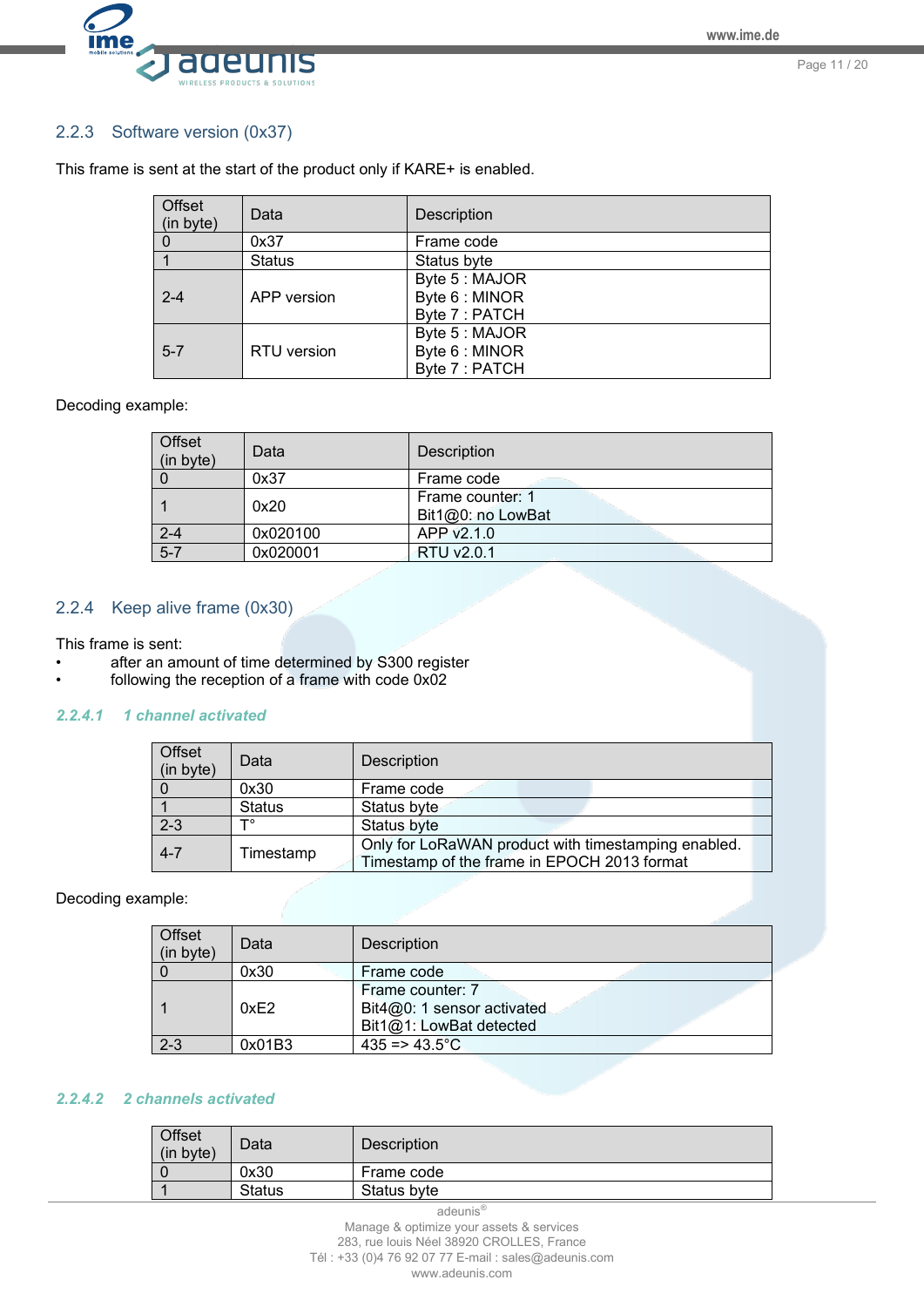### 2.2.3 Software version (0x37)

This frame is sent at the start of the product only if KARE+ is enabled.

| Offset (in byte) | Data | Description |
|---|---|---|
| 0 | 0x37 | Frame code |
| 1 | Status | Status byte |
| 2-4 | APP version | Byte 5 : MAJOR<br>Byte 6 : MINOR<br>Byte 7 : PATCH |
| 5-7 | RTU version | Byte 5 : MAJOR<br>Byte 6 : MINOR<br>Byte 7 : PATCH |

Decoding example:

| Offset (in byte) | Data | Description |
|---|---|---|
| 0 | 0x37 | Frame code |
| 1 | 0x20 | Frame counter: 1<br>Bit1@0: no LowBat |
| 2-4 | 0x020100 | APP v2.1.0 |
| 5-7 | 0x020001 | RTU v2.0.1 |

### 2.2.4 Keep alive frame (0x30)

This frame is sent:

- after an amount of time determined by S300 register
- following the reception of a frame with code 0x02

#### 2.2.4.1 1 channel activated

| Offset (in byte) | Data | Description |
|---|---|---|
| 0 | 0x30 | Frame code |
| 1 | Status | Status byte |
| 2-3 | T° | Status byte |
| 4-7 | Timestamp | Only for LoRaWAN product with timestamping enabled.<br>Timestamp of the frame in EPOCH 2013 format |

Decoding example:

| Offset (in byte) | Data | Description |
|---|---|---|
| 0 | 0x30 | Frame code |
| 1 | 0xE2 | Frame counter: 7<br>Bit4@0: 1 sensor activated<br>Bit1@1: LowBat detected |
| 2-3 | 0x01B3 | 435 => 43.5°C |

#### 2.2.4.2 2 channels activated

| Offset (in byte) | Data | Description |
|---|---|---|
| 0 | 0x30 | Frame code |
| 1 | Status | Status byte |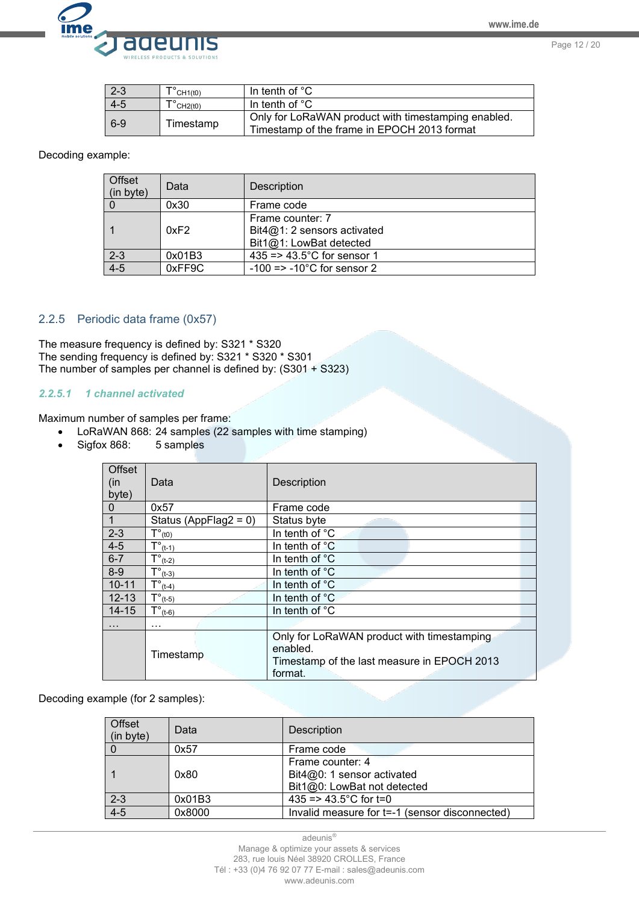| 2-3 | $T°_{CH1(t0)}$ | In tenth of °C |
|---|---|---|
| 4-5 | $T°_{CH2(t0)}$ | In tenth of °C |
| 6-9 | Timestamp | Only for LoRaWAN product with timestamping enabled. Timestamp of the frame in EPOCH 2013 format |

Decoding example:

| Offset (in byte) | Data | Description |
|---|---|---|
| 0 | 0x30 | Frame code |
| 1 | 0xF2 | Frame counter: 7<br>Bit4@1: 2 sensors activated<br>Bit1@1: LowBat detected |
| 2-3 | 0x01B3 | 435 => 43.5°C for sensor 1 |
| 4-5 | 0xFF9C | -100 => -10°C for sensor 2 |

### 2.2.5 Periodic data frame (0x57)

The measure frequency is defined by: S321 * S320
The sending frequency is defined by: S321 * S320 * S301
The number of samples per channel is defined by: (S301 + S323)

#### *2.2.5.1 1 channel activated*

Maximum number of samples per frame:

- LoRaWAN 868: 24 samples (22 samples with time stamping)
- Sigfox 868: 5 samples

| Offset (in byte) | Data | Description |
|---|---|---|
| 0 | 0x57 | Frame code |
| 1 | Status (AppFlag2 = 0) | Status byte |
| 2-3 | $T°_{(t0)}$ | In tenth of °C |
| 4-5 | $T°_{(t-1)}$ | In tenth of °C |
| 6-7 | $T°_{(t-2)}$ | In tenth of °C |
| 8-9 | $T°_{(t-3)}$ | In tenth of °C |
| 10-11 | $T°_{(t-4)}$ | In tenth of °C |
| 12-13 | $T°_{(t-5)}$ | In tenth of °C |
| 14-15 | $T°_{(t-6)}$ | In tenth of °C |
| … | … | |
| | Timestamp | Only for LoRaWAN product with timestamping enabled. Timestamp of the last measure in EPOCH 2013 format. |

Decoding example (for 2 samples):

| Offset (in byte) | Data | Description |
|---|---|---|
| 0 | 0x57 | Frame code |
| 1 | 0x80 | Frame counter: 4<br>Bit4@0: 1 sensor activated<br>Bit1@0: LowBat not detected |
| 2-3 | 0x01B3 | 435 => 43.5°C for t=0 |
| 4-5 | 0x8000 | Invalid measure for t=-1 (sensor disconnected) |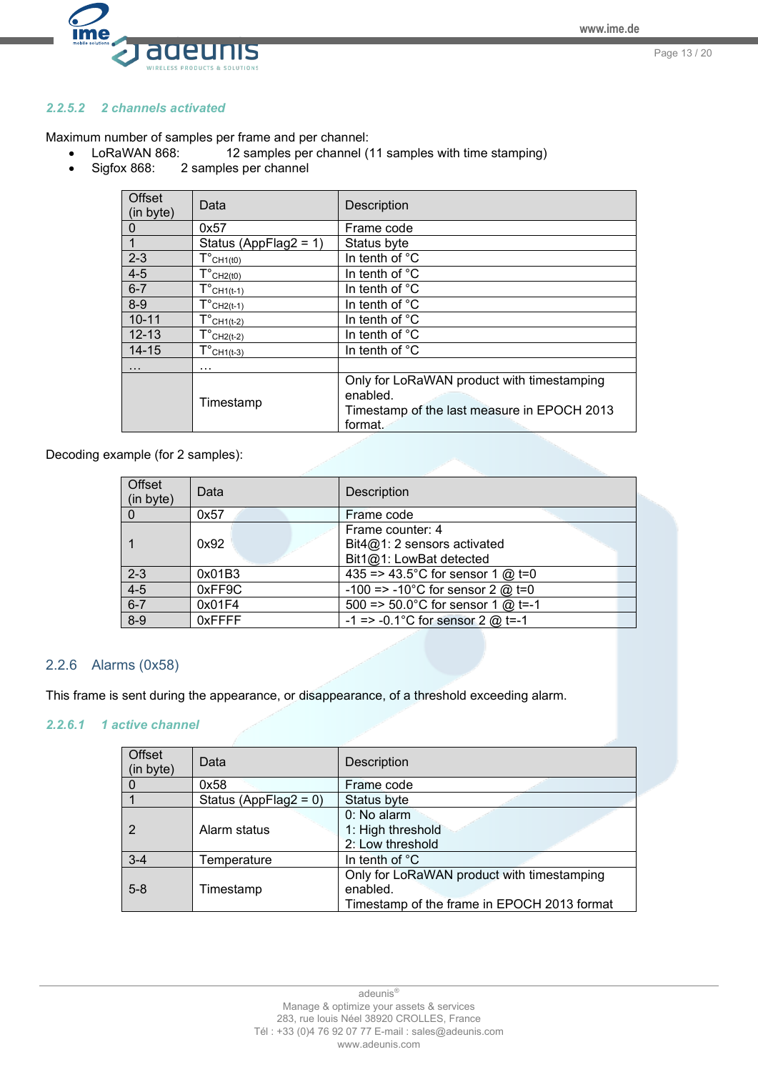#### 2.2.5.2 2 channels activated

Maximum number of samples per frame and per channel:

- LoRaWAN 868: 12 samples per channel (11 samples with time stamping)
- Sigfox 868: 2 samples per channel

| Offset (in byte) | Data | Description |
|---|---|---|
| 0 | 0x57 | Frame code |
| 1 | Status (AppFlag2 = 1) | Status byte |
| 2-3 | $T°_{CH1(t0)}$ | In tenth of °C |
| 4-5 | $T°_{CH2(t0)}$ | In tenth of °C |
| 6-7 | $T°_{CH1(t-1)}$ | In tenth of °C |
| 8-9 | $T°_{CH2(t-1)}$ | In tenth of °C |
| 10-11 | $T°_{CH1(t-2)}$ | In tenth of °C |
| 12-13 | $T°_{CH2(t-2)}$ | In tenth of °C |
| 14-15 | $T°_{CH1(t-3)}$ | In tenth of °C |
| … | … | |
| | Timestamp | Only for LoRaWAN product with timestamping enabled. Timestamp of the last measure in EPOCH 2013 format. |

Decoding example (for 2 samples):

| Offset (in byte) | Data | Description |
|---|---|---|
| 0 | 0x57 | Frame code |
| 1 | 0x92 | Frame counter: 4<br>Bit4@1: 2 sensors activated<br>Bit1@1: LowBat detected |
| 2-3 | 0x01B3 | 435 => 43.5°C for sensor 1 @ t=0 |
| 4-5 | 0xFF9C | -100 => -10°C for sensor 2 @ t=0 |
| 6-7 | 0x01F4 | 500 => 50.0°C for sensor 1 @ t=-1 |
| 8-9 | 0xFFFF | -1 => -0.1°C for sensor 2 @ t=-1 |

### 2.2.6 Alarms (0x58)

This frame is sent during the appearance, or disappearance, of a threshold exceeding alarm.

#### 2.2.6.1 1 active channel

| Offset (in byte) | Data | Description |
|---|---|---|
| 0 | 0x58 | Frame code |
| 1 | Status (AppFlag2 = 0) | Status byte |
| 2 | Alarm status | 0: No alarm<br>1: High threshold<br>2: Low threshold |
| 3-4 | Temperature | In tenth of °C |
| 5-8 | Timestamp | Only for LoRaWAN product with timestamping enabled.<br>Timestamp of the frame in EPOCH 2013 format |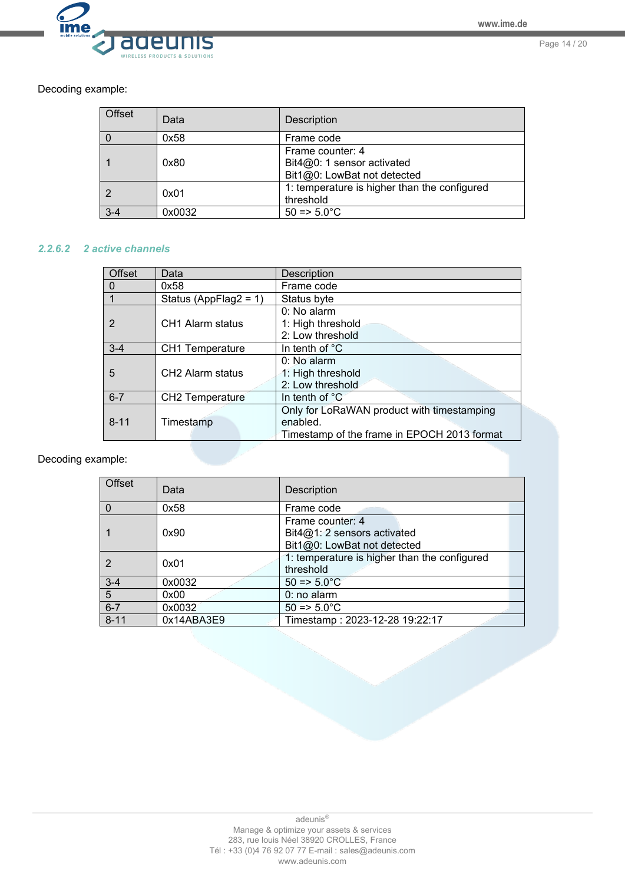Decoding example:

| Offset | Data | Description |
|---|---|---|
| 0 | 0x58 | Frame code |
| 1 | 0x80 | Frame counter: 4<br>Bit4@0: 1 sensor activated<br>Bit1@0: LowBat not detected |
| 2 | 0x01 | 1: temperature is higher than the configured threshold |
| 3-4 | 0x0032 | 50 => 5.0°C |

#### 2.2.6.2 2 active channels

| Offset | Data | Description |
|---|---|---|
| 0 | 0x58 | Frame code |
| 1 | Status (AppFlag2 = 1) | Status byte |
| 2 | CH1 Alarm status | 0: No alarm<br>1: High threshold<br>2: Low threshold |
| 3-4 | CH1 Temperature | In tenth of °C |
| 5 | CH2 Alarm status | 0: No alarm<br>1: High threshold<br>2: Low threshold |
| 6-7 | CH2 Temperature | In tenth of °C |
| 8-11 | Timestamp | Only for LoRaWAN product with timestamping enabled.<br>Timestamp of the frame in EPOCH 2013 format |

Decoding example:

| Offset | Data | Description |
|---|---|---|
| 0 | 0x58 | Frame code |
| 1 | 0x90 | Frame counter: 4<br>Bit4@1: 2 sensors activated<br>Bit1@0: LowBat not detected |
| 2 | 0x01 | 1: temperature is higher than the configured threshold |
| 3-4 | 0x0032 | 50 => 5.0°C |
| 5 | 0x00 | 0: no alarm |
| 6-7 | 0x0032 | 50 => 5.0°C |
| 8-11 | 0x14ABA3E9 | Timestamp : 2023-12-28 19:22:17 |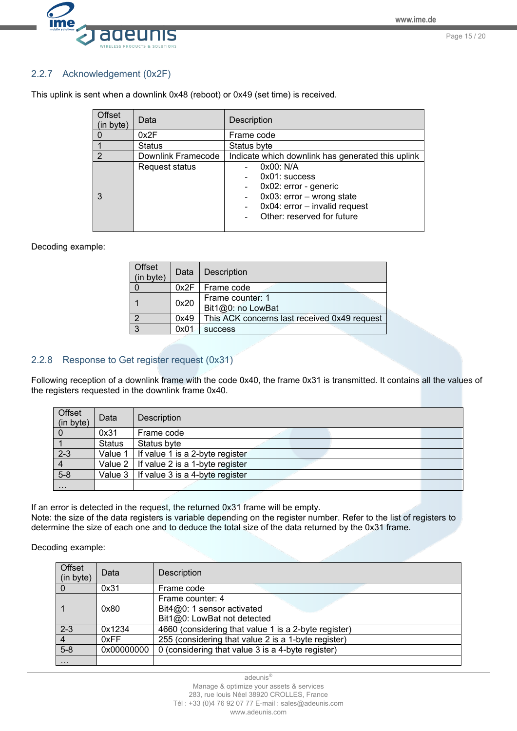### 2.2.7 Acknowledgement (0x2F)

This uplink is sent when a downlink 0x48 (reboot) or 0x49 (set time) is received.

| Offset (in byte) | Data | Description |
|---|---|---|
| 0 | 0x2F | Frame code |
| 1 | Status | Status byte |
| 2 | Downlink Framecode | Indicate which downlink has generated this uplink |
| 3 | Request status | - 0x00: N/A<br>- 0x01: success<br>- 0x02: error - generic<br>- 0x03: error – wrong state<br>- 0x04: error – invalid request<br>- Other: reserved for future |

Decoding example:

| Offset (in byte) | Data | Description |
|---|---|---|
| 0 | 0x2F | Frame code |
| 1 | 0x20 | Frame counter: 1<br>Bit1@0: no LowBat |
| 2 | 0x49 | This ACK concerns last received 0x49 request |
| 3 | 0x01 | success |

### 2.2.8 Response to Get register request (0x31)

Following reception of a downlink frame with the code 0x40, the frame 0x31 is transmitted. It contains all the values of the registers requested in the downlink frame 0x40.

| Offset (in byte) | Data | Description |
|---|---|---|
| 0 | 0x31 | Frame code |
| 1 | Status | Status byte |
| 2-3 | Value 1 | If value 1 is a 2-byte register |
| 4 | Value 2 | If value 2 is a 1-byte register |
| 5-8 | Value 3 | If value 3 is a 4-byte register |
| … | | |

If an error is detected in the request, the returned 0x31 frame will be empty.
Note: the size of the data registers is variable depending on the register number. Refer to the list of registers to determine the size of each one and to deduce the total size of the data returned by the 0x31 frame.

Decoding example:

| Offset (in byte) | Data | Description |
|---|---|---|
| 0 | 0x31 | Frame code |
| 1 | 0x80 | Frame counter: 4<br>Bit4@0: 1 sensor activated<br>Bit1@0: LowBat not detected |
| 2-3 | 0x1234 | 4660 (considering that value 1 is a 2-byte register) |
| 4 | 0xFF | 255 (considering that value 2 is a 1-byte register) |
| 5-8 | 0x00000000 | 0 (considering that value 3 is a 4-byte register) |
| … | | |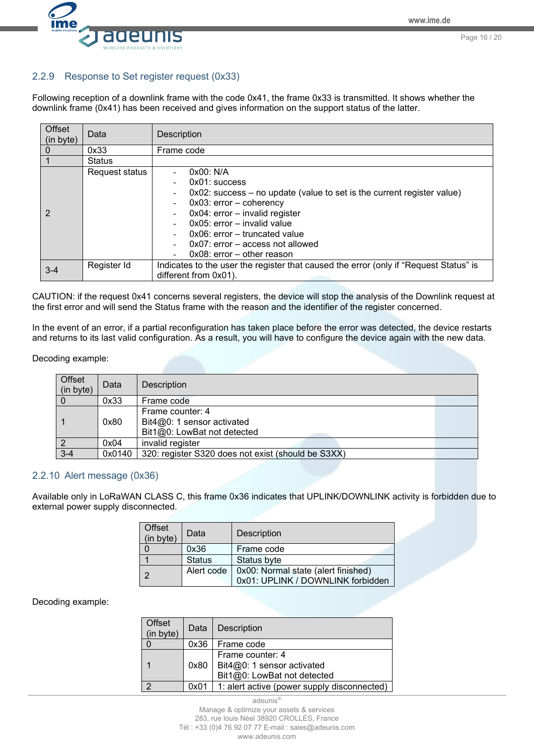### 2.2.9 Response to Set register request (0x33)

Following reception of a downlink frame with the code 0x41, the frame 0x33 is transmitted. It shows whether the downlink frame (0x41) has been received and gives information on the support status of the latter.

| Offset (in byte) | Data | Description |
|---|---|---|
| 0 | 0x33 | Frame code |
| 1 | Status | |
| 2 | Request status | - 0x00: N/A<br>- 0x01: success<br>- 0x02: success – no update (value to set is the current register value)<br>- 0x03: error – coherency<br>- 0x04: error – invalid register<br>- 0x05: error – invalid value<br>- 0x06: error – truncated value<br>- 0x07: error – access not allowed<br>- 0x08: error – other reason |
| 3-4 | Register Id | Indicates to the user the register that caused the error (only if “Request Status” is different from 0x01). |

CAUTION: if the request 0x41 concerns several registers, the device will stop the analysis of the Downlink request at the first error and will send the Status frame with the reason and the identifier of the register concerned.

In the event of an error, if a partial reconfiguration has taken place before the error was detected, the device restarts and returns to its last valid configuration. As a result, you will have to configure the device again with the new data.

Decoding example:

| Offset (in byte) | Data | Description |
|---|---|---|
| 0 | 0x33 | Frame code |
| 1 | 0x80 | Frame counter: 4<br>Bit4@0: 1 sensor activated<br>Bit1@0: LowBat not detected |
| 2 | 0x04 | invalid register |
| 3-4 | 0x0140 | 320: register S320 does not exist (should be S3XX) |

### 2.2.10 Alert message (0x36)

Available only in LoRaWAN CLASS C, this frame 0x36 indicates that UPLINK/DOWNLINK activity is forbidden due to external power supply disconnected.

| Offset (in byte) | Data | Description |
|---|---|---|
| 0 | 0x36 | Frame code |
| 1 | Status | Status byte |
| 2 | Alert code | 0x00: Normal state (alert finished)<br>0x01: UPLINK / DOWNLINK forbidden |

Decoding example:

| Offset (in byte) | Data | Description |
|---|---|---|
| 0 | 0x36 | Frame code |
| 1 | 0x80 | Frame counter: 4<br>Bit4@0: 1 sensor activated<br>Bit1@0: LowBat not detected |
| 2 | 0x01 | 1: alert active (power supply disconnected) |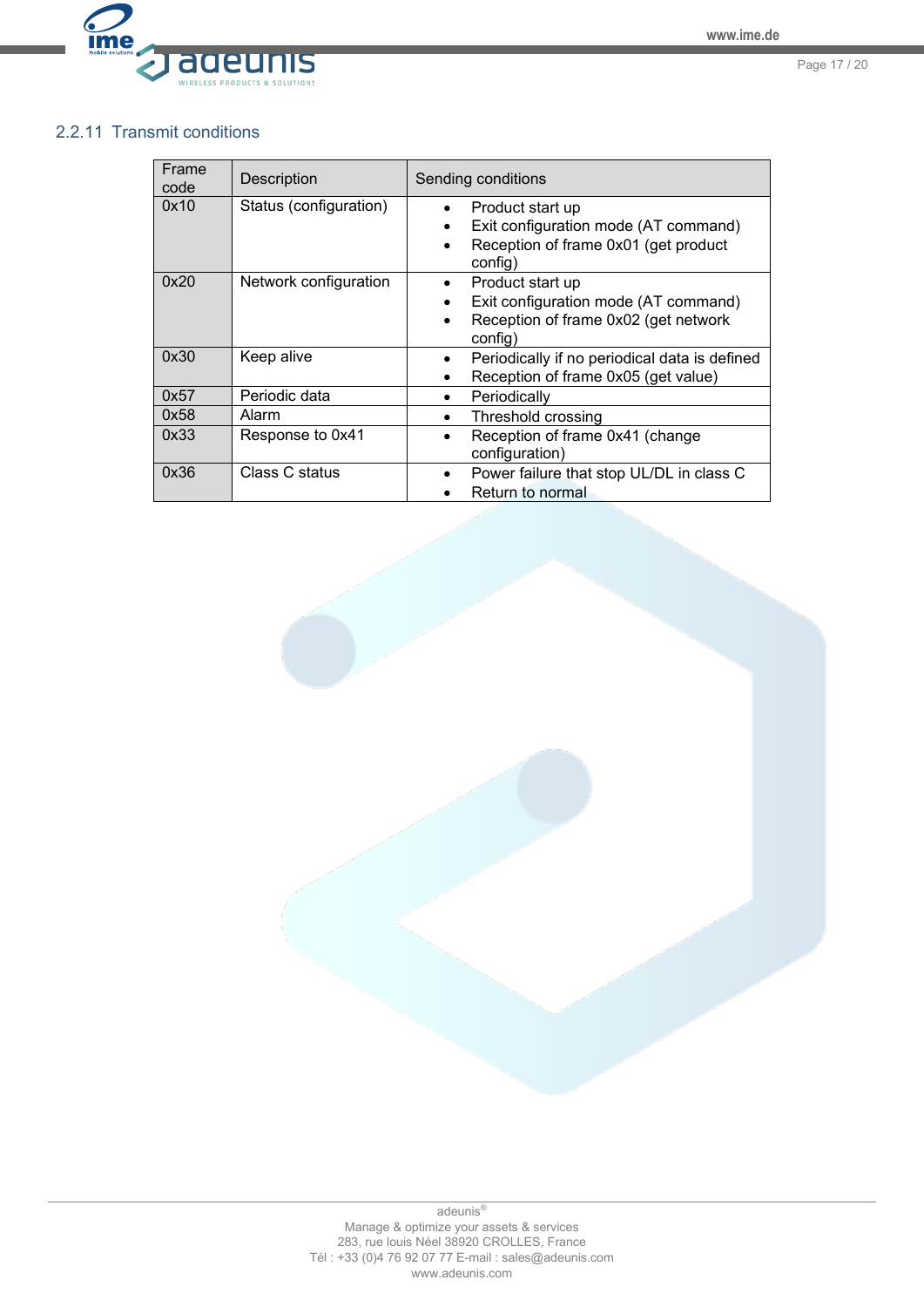### 2.2.11 Transmit conditions

| Frame code | Description | Sending conditions |
|---|---|---|
| 0x10 | Status (configuration) | • Product start up<br>• Exit configuration mode (AT command)<br>• Reception of frame 0x01 (get product config) |
| 0x20 | Network configuration | • Product start up<br>• Exit configuration mode (AT command)<br>• Reception of frame 0x02 (get network config) |
| 0x30 | Keep alive | • Periodically if no periodical data is defined<br>• Reception of frame 0x05 (get value) |
| 0x57 | Periodic data | • Periodically |
| 0x58 | Alarm | • Threshold crossing |
| 0x33 | Response to 0x41 | • Reception of frame 0x41 (change configuration) |
| 0x36 | Class C status | • Power failure that stop UL/DL in class C<br>• Return to normal |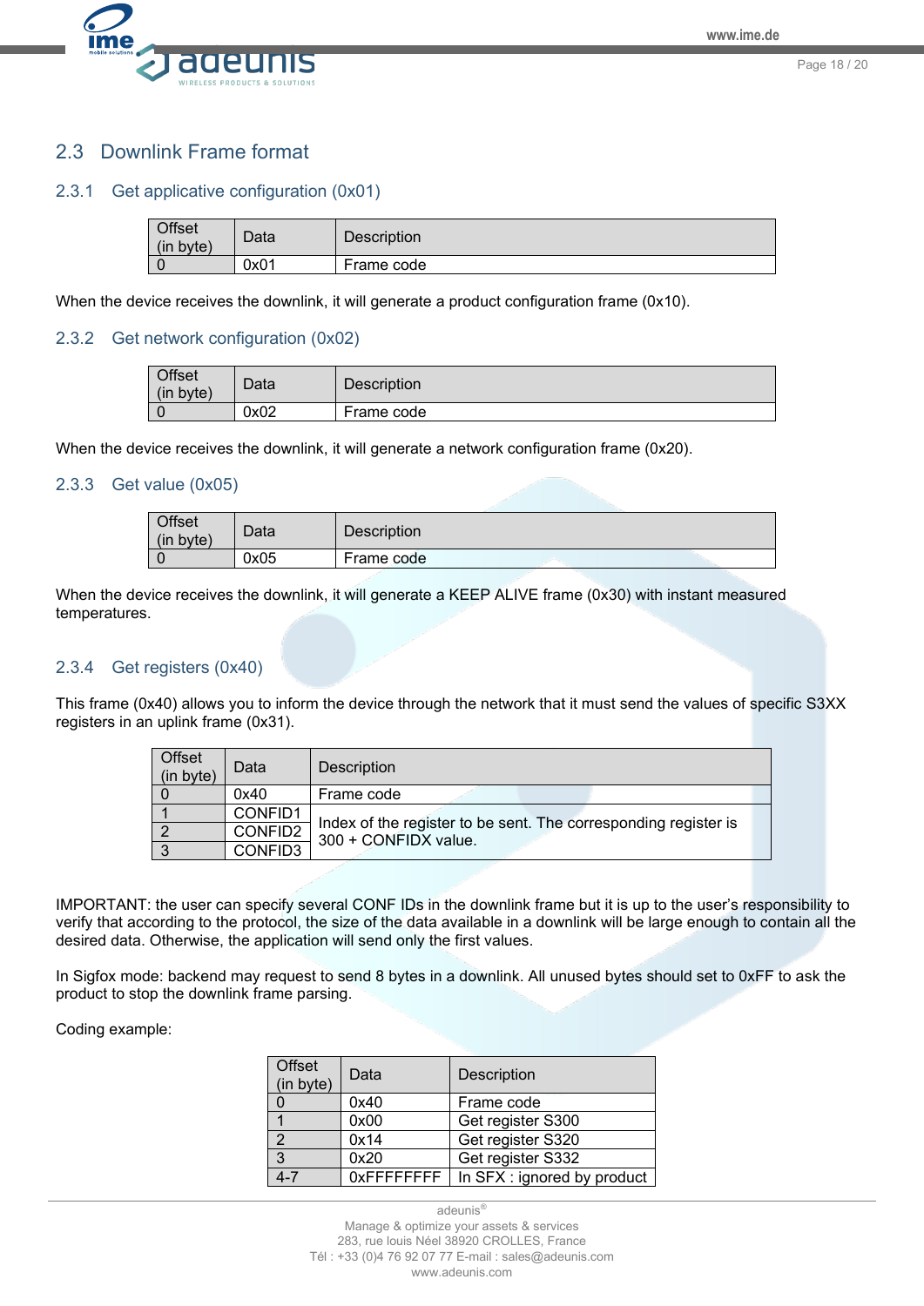## 2.3 Downlink Frame format

### 2.3.1 Get applicative configuration (0x01)

| Offset (in byte) | Data | Description |
|---|---|---|
| 0 | 0x01 | Frame code |

When the device receives the downlink, it will generate a product configuration frame (0x10).

### 2.3.2 Get network configuration (0x02)

| Offset (in byte) | Data | Description |
|---|---|---|
| 0 | 0x02 | Frame code |

When the device receives the downlink, it will generate a network configuration frame (0x20).

### 2.3.3 Get value (0x05)

| Offset (in byte) | Data | Description |
|---|---|---|
| 0 | 0x05 | Frame code |

When the device receives the downlink, it will generate a KEEP ALIVE frame (0x30) with instant measured temperatures.

### 2.3.4 Get registers (0x40)

This frame (0x40) allows you to inform the device through the network that it must send the values of specific S3XX registers in an uplink frame (0x31).

| Offset (in byte) | Data | Description |
|---|---|---|
| 0 | 0x40 | Frame code |
| 1 | CONFID1 | Index of the register to be sent. The corresponding register is 300 + CONFIDX value. |
| 2 | CONFID2 | |
| 3 | CONFID3 | |

IMPORTANT: the user can specify several CONF IDs in the downlink frame but it is up to the user's responsibility to verify that according to the protocol, the size of the data available in a downlink will be large enough to contain all the desired data. Otherwise, the application will send only the first values.

In Sigfox mode: backend may request to send 8 bytes in a downlink. All unused bytes should set to 0xFF to ask the product to stop the downlink frame parsing.

Coding example:

| Offset (in byte) | Data | Description |
|---|---|---|
| 0 | 0x40 | Frame code |
| 1 | 0x00 | Get register S300 |
| 2 | 0x14 | Get register S320 |
| 3 | 0x20 | Get register S332 |
| 4-7 | 0xFFFFFFFF | In SFX : ignored by product |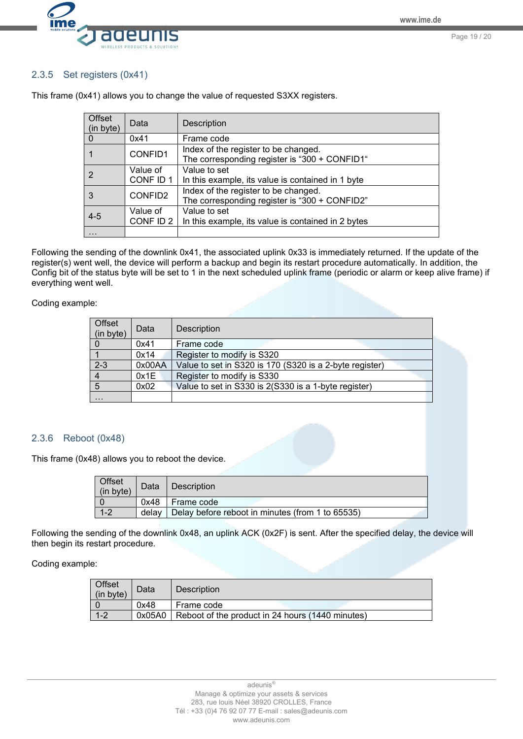### 2.3.5 Set registers (0x41)

This frame (0x41) allows you to change the value of requested S3XX registers.

| Offset (in byte) | Data | Description |
|---|---|---|
| 0 | 0x41 | Frame code |
| 1 | CONFID1 | Index of the register to be changed.<br>The corresponding register is "300 + CONFID1" |
| 2 | Value of CONF ID 1 | Value to set<br>In this example, its value is contained in 1 byte |
| 3 | CONFID2 | Index of the register to be changed.<br>The corresponding register is "300 + CONFID2" |
| 4-5 | Value of CONF ID 2 | Value to set<br>In this example, its value is contained in 2 bytes |
| … | | |

Following the sending of the downlink 0x41, the associated uplink 0x33 is immediately returned. If the update of the register(s) went well, the device will perform a backup and begin its restart procedure automatically. In addition, the Config bit of the status byte will be set to 1 in the next scheduled uplink frame (periodic or alarm or keep alive frame) if everything went well.

Coding example:

| Offset (in byte) | Data | Description |
|---|---|---|
| 0 | 0x41 | Frame code |
| 1 | 0x14 | Register to modify is S320 |
| 2-3 | 0x00AA | Value to set in S320 is 170 (S320 is a 2-byte register) |
| 4 | 0x1E | Register to modify is S330 |
| 5 | 0x02 | Value to set in S330 is 2(S330 is a 1-byte register) |
| … | | |

### 2.3.6 Reboot (0x48)

This frame (0x48) allows you to reboot the device.

| Offset (in byte) | Data | Description |
|---|---|---|
| 0 | 0x48 | Frame code |
| 1-2 | delay | Delay before reboot in minutes (from 1 to 65535) |

Following the sending of the downlink 0x48, an uplink ACK (0x2F) is sent. After the specified delay, the device will then begin its restart procedure.

Coding example:

| Offset (in byte) | Data | Description |
|---|---|---|
| 0 | 0x48 | Frame code |
| 1-2 | 0x05A0 | Reboot of the product in 24 hours (1440 minutes) |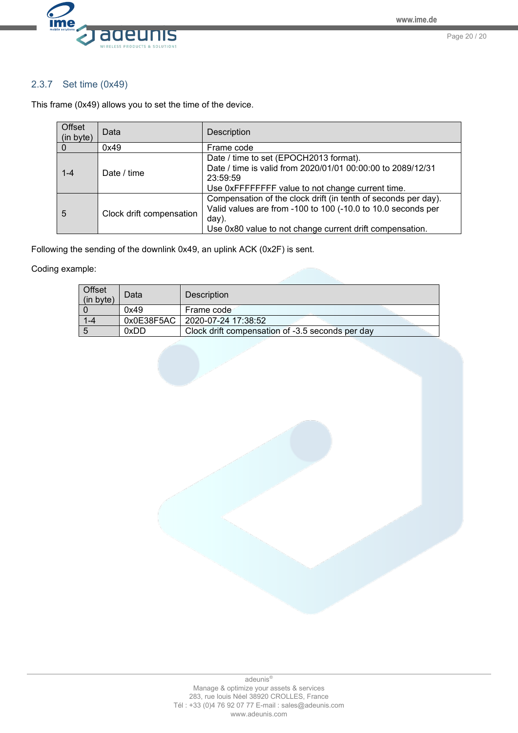### 2.3.7 Set time (0x49)

This frame (0x49) allows you to set the time of the device.

| Offset (in byte) | Data | Description |
|---|---|---|
| 0 | 0x49 | Frame code |
| 1-4 | Date / time | Date / time to set (EPOCH2013 format).<br>Date / time is valid from 2020/01/01 00:00:00 to 2089/12/31 23:59:59<br>Use 0xFFFFFFFF value to not change current time. |
| 5 | Clock drift compensation | Compensation of the clock drift (in tenth of seconds per day).<br>Valid values are from -100 to 100 (-10.0 to 10.0 seconds per day).<br>Use 0x80 value to not change current drift compensation. |

Following the sending of the downlink 0x49, an uplink ACK (0x2F) is sent.

Coding example:

| Offset (in byte) | Data | Description |
|---|---|---|
| 0 | 0x49 | Frame code |
| 1-4 | 0x0E38F5AC | 2020-07-24 17:38:52 |
| 5 | 0xDD | Clock drift compensation of -3.5 seconds per day |